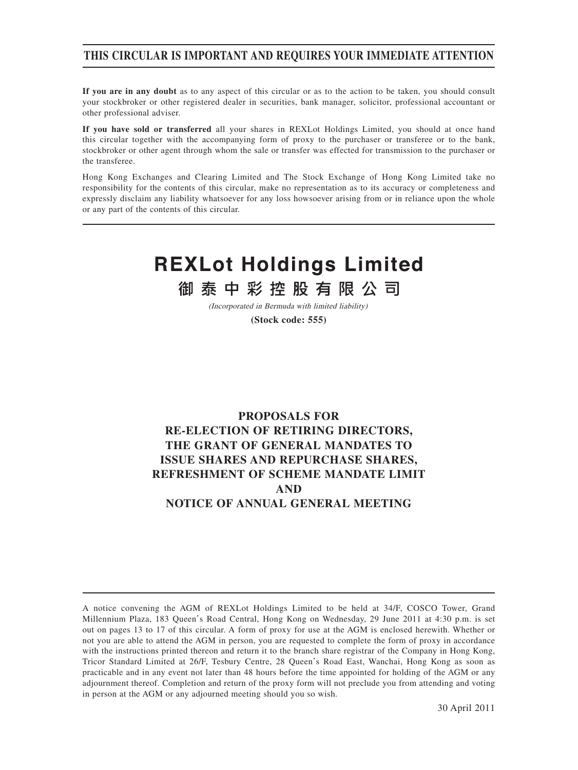**THIS CIRCULAR IS IMPORTANT AND REQUIRES YOUR IMMEDIATE ATTENTION**

**If you are in any doubt** as to any aspect of this circular or as to the action to be taken, you should consult your stockbroker or other registered dealer in securities, bank manager, solicitor, professional accountant or other professional adviser.

**If you have sold or transferred** all your shares in REXLot Holdings Limited, you should at once hand this circular together with the accompanying form of proxy to the purchaser or transferee or to the bank, stockbroker or other agent through whom the sale or transfer was effected for transmission to the purchaser or the transferee.

Hong Kong Exchanges and Clearing Limited and The Stock Exchange of Hong Kong Limited take no responsibility for the contents of this circular, make no representation as to its accuracy or completeness and expressly disclaim any liability whatsoever for any loss howsoever arising from or in reliance upon the whole or any part of the contents of this circular.

# REXLot Holdings Limited

# 御泰中彩控股有限公司

*(Incorporated in Bermuda with limited liability)*

**(Stock code: 555)**

## PROPOSALS FOR RE-ELECTION OF RETIRING DIRECTORS, THE GRANT OF GENERAL MANDATES TO ISSUE SHARES AND REPURCHASE SHARES, REFRESHMENT OF SCHEME MANDATE LIMIT AND NOTICE OF ANNUAL GENERAL MEETING

A notice convening the AGM of REXLot Holdings Limited to be held at 34/F, COSCO Tower, Grand Millennium Plaza, 183 Queen's Road Central, Hong Kong on Wednesday, 29 June 2011 at 4:30 p.m. is set out on pages 13 to 17 of this circular. A form of proxy for use at the AGM is enclosed herewith. Whether or not you are able to attend the AGM in person, you are requested to complete the form of proxy in accordance with the instructions printed thereon and return it to the branch share registrar of the Company in Hong Kong, Tricor Standard Limited at 26/F, Tesbury Centre, 28 Queen's Road East, Wanchai, Hong Kong as soon as practicable and in any event not later than 48 hours before the time appointed for holding of the AGM or any adjournment thereof. Completion and return of the proxy form will not preclude you from attending and voting in person at the AGM or any adjourned meeting should you so wish.

30 April 2011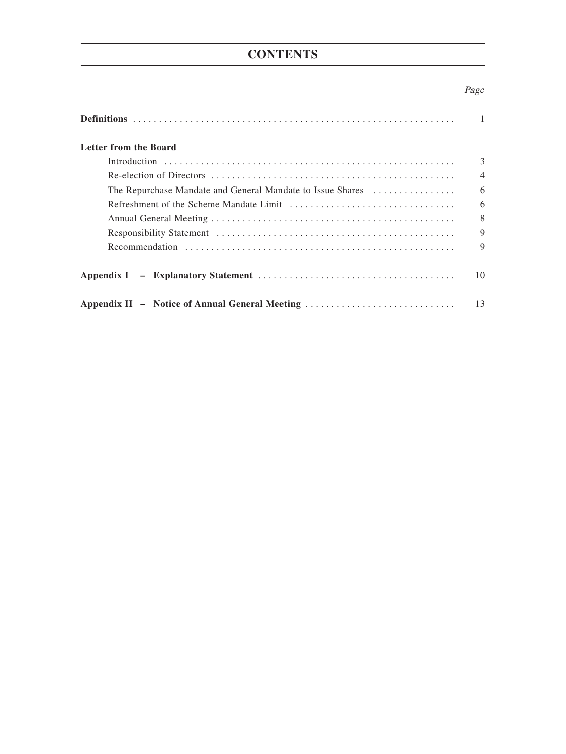# CONTENTS

| | Page |
|---|---|
| **Definitions** | 1 |
| **Letter from the Board** | |
| Introduction | 3 |
| Re-election of Directors | 4 |
| The Repurchase Mandate and General Mandate to Issue Shares | 6 |
| Refreshment of the Scheme Mandate Limit | 6 |
| Annual General Meeting | 8 |
| Responsibility Statement | 9 |
| Recommendation | 9 |
| **Appendix I – Explanatory Statement** | 10 |
| **Appendix II – Notice of Annual General Meeting** | 13 |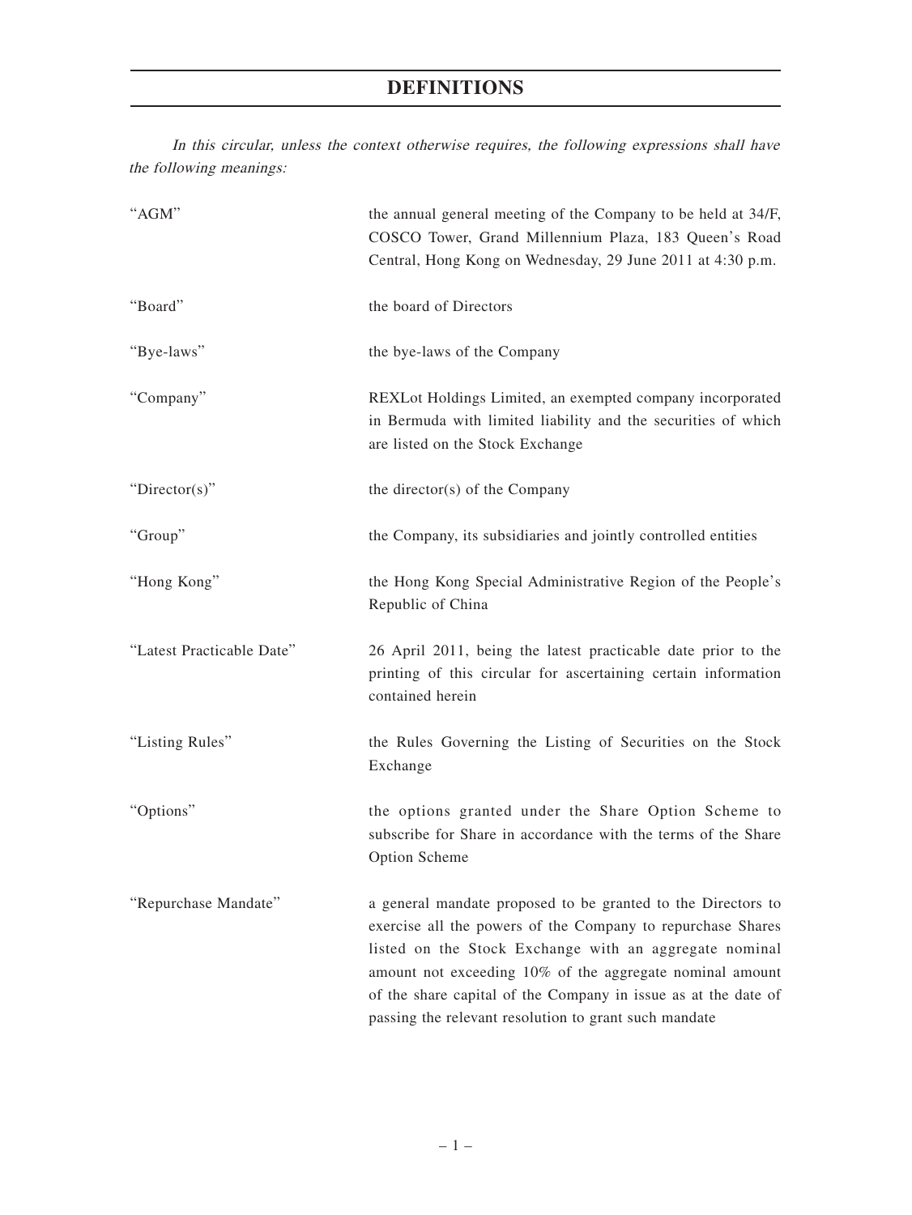# DEFINITIONS

*In this circular, unless the context otherwise requires, the following expressions shall have the following meanings:*

| | |
|---|---|
| "AGM" | the annual general meeting of the Company to be held at 34/F, COSCO Tower, Grand Millennium Plaza, 183 Queen's Road Central, Hong Kong on Wednesday, 29 June 2011 at 4:30 p.m. |
| "Board" | the board of Directors |
| "Bye-laws" | the bye-laws of the Company |
| "Company" | REXLot Holdings Limited, an exempted company incorporated in Bermuda with limited liability and the securities of which are listed on the Stock Exchange |
| "Director(s)" | the director(s) of the Company |
| "Group" | the Company, its subsidiaries and jointly controlled entities |
| "Hong Kong" | the Hong Kong Special Administrative Region of the People's Republic of China |
| "Latest Practicable Date" | 26 April 2011, being the latest practicable date prior to the printing of this circular for ascertaining certain information contained herein |
| "Listing Rules" | the Rules Governing the Listing of Securities on the Stock Exchange |
| "Options" | the options granted under the Share Option Scheme to subscribe for Share in accordance with the terms of the Share Option Scheme |
| "Repurchase Mandate" | a general mandate proposed to be granted to the Directors to exercise all the powers of the Company to repurchase Shares listed on the Stock Exchange with an aggregate nominal amount not exceeding 10% of the aggregate nominal amount of the share capital of the Company in issue as at the date of passing the relevant resolution to grant such mandate |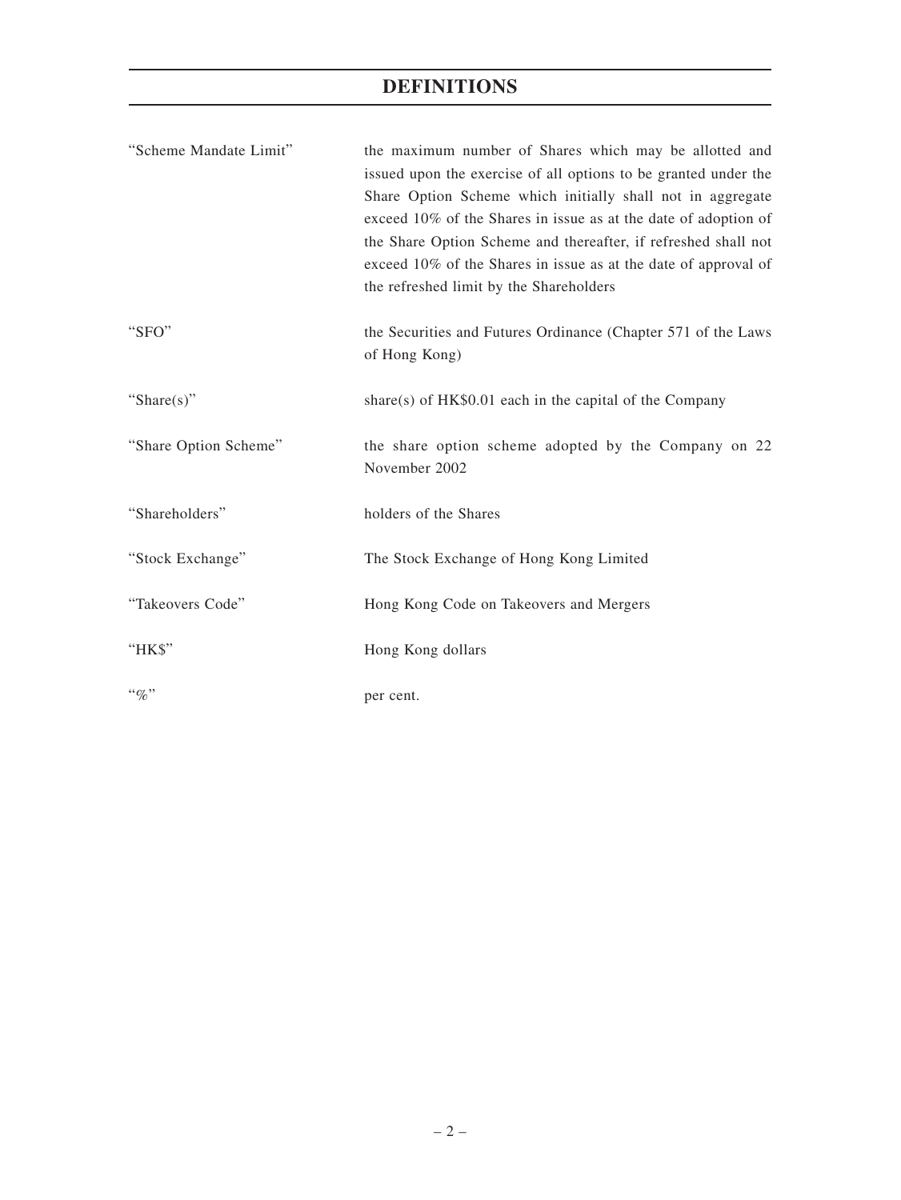# DEFINITIONS

| | |
|---|---|
| "Scheme Mandate Limit" | the maximum number of Shares which may be allotted and issued upon the exercise of all options to be granted under the Share Option Scheme which initially shall not in aggregate exceed 10% of the Shares in issue as at the date of adoption of the Share Option Scheme and thereafter, if refreshed shall not exceed 10% of the Shares in issue as at the date of approval of the refreshed limit by the Shareholders |
| "SFO" | the Securities and Futures Ordinance (Chapter 571 of the Laws of Hong Kong) |
| "Share(s)" | share(s) of HK$0.01 each in the capital of the Company |
| "Share Option Scheme" | the share option scheme adopted by the Company on 22 November 2002 |
| "Shareholders" | holders of the Shares |
| "Stock Exchange" | The Stock Exchange of Hong Kong Limited |
| "Takeovers Code" | Hong Kong Code on Takeovers and Mergers |
| "HK$" | Hong Kong dollars |
| "%" | per cent. |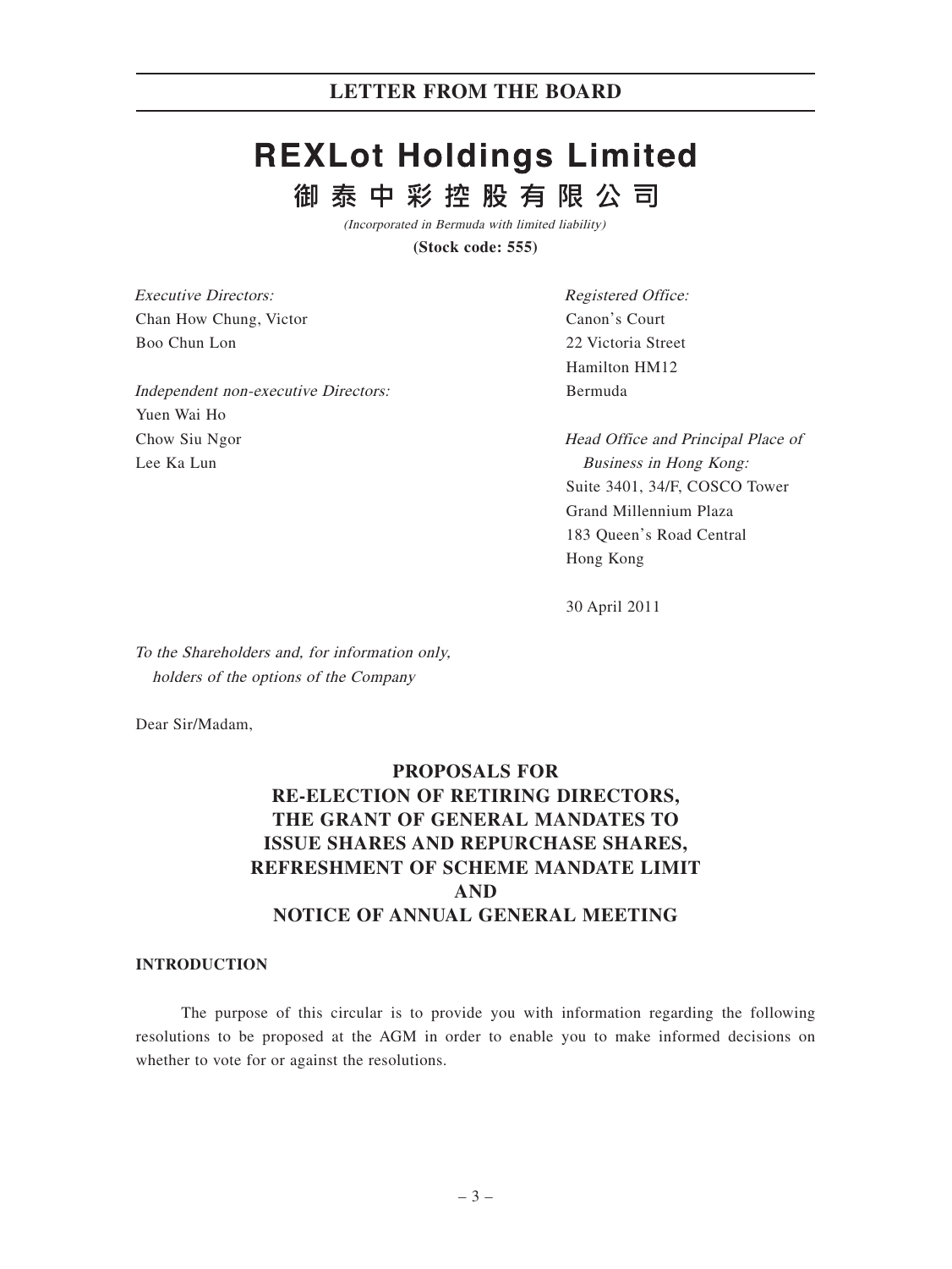# REXLot Holdings Limited

## 御泰中彩控股有限公司

*(Incorporated in Bermuda with limited liability)*

**(Stock code: 555)**

*Executive Directors:*
Chan How Chung, Victor
Boo Chun Lon

*Independent non-executive Directors:*
Yuen Wai Ho
Chow Siu Ngor
Lee Ka Lun

*Registered Office:*
Canon's Court
22 Victoria Street
Hamilton HM12
Bermuda

*Head Office and Principal Place of Business in Hong Kong:*
Suite 3401, 34/F, COSCO Tower
Grand Millennium Plaza
183 Queen's Road Central
Hong Kong

30 April 2011

*To the Shareholders and, for information only, holders of the options of the Company*

Dear Sir/Madam,

**PROPOSALS FOR RE-ELECTION OF RETIRING DIRECTORS, THE GRANT OF GENERAL MANDATES TO ISSUE SHARES AND REPURCHASE SHARES, REFRESHMENT OF SCHEME MANDATE LIMIT AND NOTICE OF ANNUAL GENERAL MEETING**

**INTRODUCTION**

The purpose of this circular is to provide you with information regarding the following resolutions to be proposed at the AGM in order to enable you to make informed decisions on whether to vote for or against the resolutions.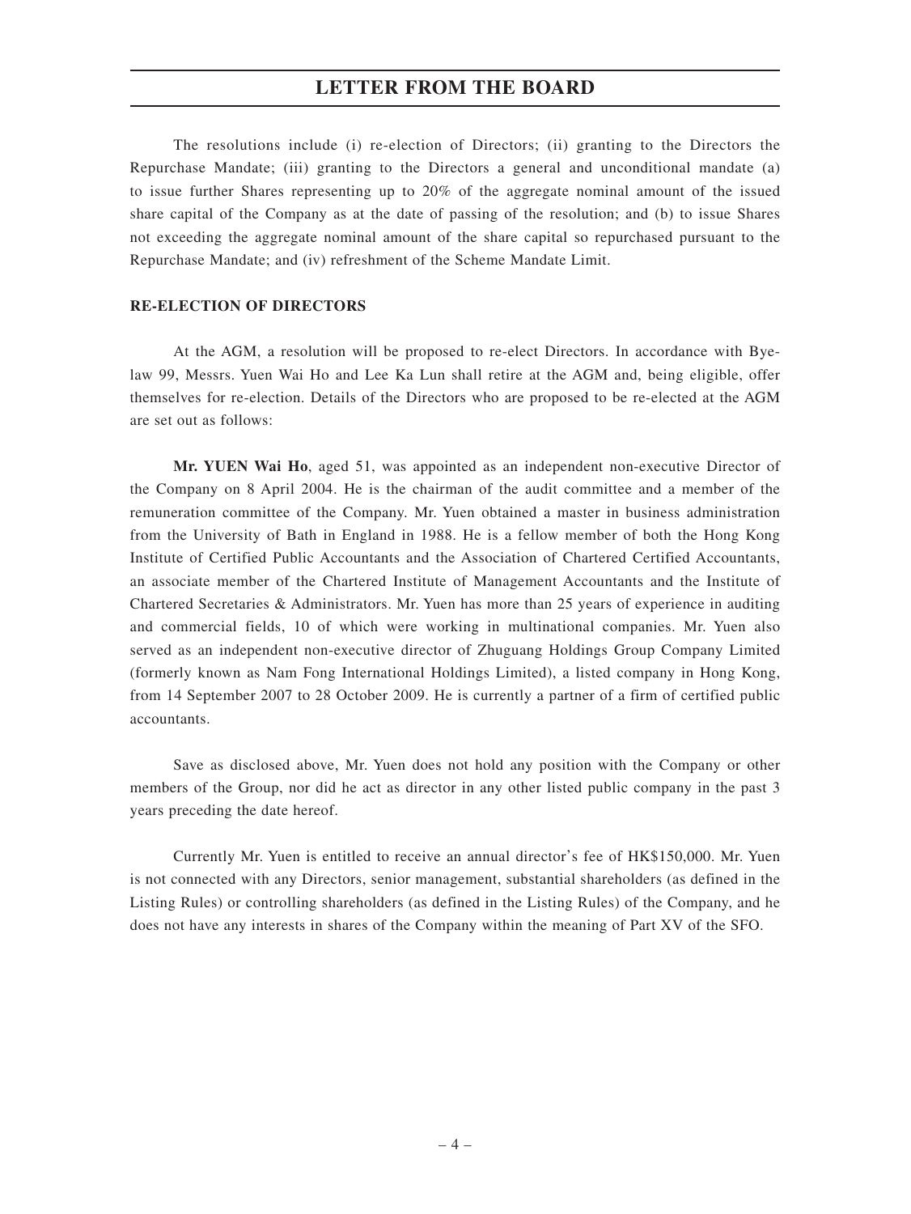The resolutions include (i) re-election of Directors; (ii) granting to the Directors the Repurchase Mandate; (iii) granting to the Directors a general and unconditional mandate (a) to issue further Shares representing up to 20% of the aggregate nominal amount of the issued share capital of the Company as at the date of passing of the resolution; and (b) to issue Shares not exceeding the aggregate nominal amount of the share capital so repurchased pursuant to the Repurchase Mandate; and (iv) refreshment of the Scheme Mandate Limit.

**RE-ELECTION OF DIRECTORS**

At the AGM, a resolution will be proposed to re-elect Directors. In accordance with Bye-law 99, Messrs. Yuen Wai Ho and Lee Ka Lun shall retire at the AGM and, being eligible, offer themselves for re-election. Details of the Directors who are proposed to be re-elected at the AGM are set out as follows:

**Mr. YUEN Wai Ho**, aged 51, was appointed as an independent non-executive Director of the Company on 8 April 2004. He is the chairman of the audit committee and a member of the remuneration committee of the Company. Mr. Yuen obtained a master in business administration from the University of Bath in England in 1988. He is a fellow member of both the Hong Kong Institute of Certified Public Accountants and the Association of Chartered Certified Accountants, an associate member of the Chartered Institute of Management Accountants and the Institute of Chartered Secretaries & Administrators. Mr. Yuen has more than 25 years of experience in auditing and commercial fields, 10 of which were working in multinational companies. Mr. Yuen also served as an independent non-executive director of Zhuguang Holdings Group Company Limited (formerly known as Nam Fong International Holdings Limited), a listed company in Hong Kong, from 14 September 2007 to 28 October 2009. He is currently a partner of a firm of certified public accountants.

Save as disclosed above, Mr. Yuen does not hold any position with the Company or other members of the Group, nor did he act as director in any other listed public company in the past 3 years preceding the date hereof.

Currently Mr. Yuen is entitled to receive an annual director's fee of HK$150,000. Mr. Yuen is not connected with any Directors, senior management, substantial shareholders (as defined in the Listing Rules) or controlling shareholders (as defined in the Listing Rules) of the Company, and he does not have any interests in shares of the Company within the meaning of Part XV of the SFO.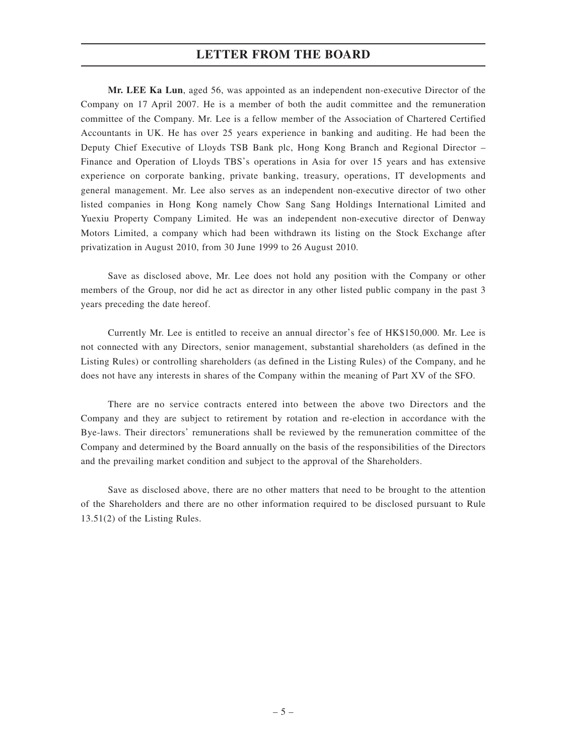**Mr. LEE Ka Lun**, aged 56, was appointed as an independent non-executive Director of the Company on 17 April 2007. He is a member of both the audit committee and the remuneration committee of the Company. Mr. Lee is a fellow member of the Association of Chartered Certified Accountants in UK. He has over 25 years experience in banking and auditing. He had been the Deputy Chief Executive of Lloyds TSB Bank plc, Hong Kong Branch and Regional Director – Finance and Operation of Lloyds TBS's operations in Asia for over 15 years and has extensive experience on corporate banking, private banking, treasury, operations, IT developments and general management. Mr. Lee also serves as an independent non-executive director of two other listed companies in Hong Kong namely Chow Sang Sang Holdings International Limited and Yuexiu Property Company Limited. He was an independent non-executive director of Denway Motors Limited, a company which had been withdrawn its listing on the Stock Exchange after privatization in August 2010, from 30 June 1999 to 26 August 2010.

Save as disclosed above, Mr. Lee does not hold any position with the Company or other members of the Group, nor did he act as director in any other listed public company in the past 3 years preceding the date hereof.

Currently Mr. Lee is entitled to receive an annual director's fee of HK$150,000. Mr. Lee is not connected with any Directors, senior management, substantial shareholders (as defined in the Listing Rules) or controlling shareholders (as defined in the Listing Rules) of the Company, and he does not have any interests in shares of the Company within the meaning of Part XV of the SFO.

There are no service contracts entered into between the above two Directors and the Company and they are subject to retirement by rotation and re-election in accordance with the Bye-laws. Their directors' remunerations shall be reviewed by the remuneration committee of the Company and determined by the Board annually on the basis of the responsibilities of the Directors and the prevailing market condition and subject to the approval of the Shareholders.

Save as disclosed above, there are no other matters that need to be brought to the attention of the Shareholders and there are no other information required to be disclosed pursuant to Rule 13.51(2) of the Listing Rules.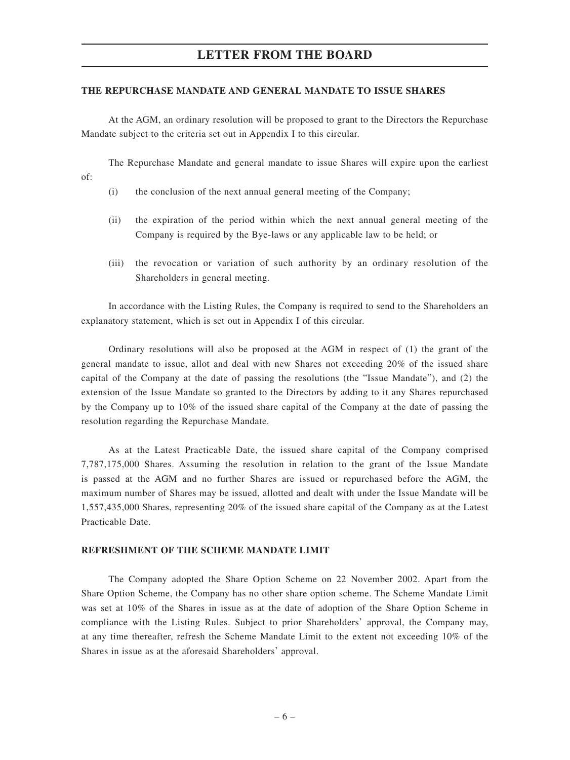## THE REPURCHASE MANDATE AND GENERAL MANDATE TO ISSUE SHARES

At the AGM, an ordinary resolution will be proposed to grant to the Directors the Repurchase Mandate subject to the criteria set out in Appendix I to this circular.

The Repurchase Mandate and general mandate to issue Shares will expire upon the earliest of:

(i) the conclusion of the next annual general meeting of the Company;

(ii) the expiration of the period within which the next annual general meeting of the Company is required by the Bye-laws or any applicable law to be held; or

(iii) the revocation or variation of such authority by an ordinary resolution of the Shareholders in general meeting.

In accordance with the Listing Rules, the Company is required to send to the Shareholders an explanatory statement, which is set out in Appendix I of this circular.

Ordinary resolutions will also be proposed at the AGM in respect of (1) the grant of the general mandate to issue, allot and deal with new Shares not exceeding 20% of the issued share capital of the Company at the date of passing the resolutions (the "Issue Mandate"), and (2) the extension of the Issue Mandate so granted to the Directors by adding to it any Shares repurchased by the Company up to 10% of the issued share capital of the Company at the date of passing the resolution regarding the Repurchase Mandate.

As at the Latest Practicable Date, the issued share capital of the Company comprised 7,787,175,000 Shares. Assuming the resolution in relation to the grant of the Issue Mandate is passed at the AGM and no further Shares are issued or repurchased before the AGM, the maximum number of Shares may be issued, allotted and dealt with under the Issue Mandate will be 1,557,435,000 Shares, representing 20% of the issued share capital of the Company as at the Latest Practicable Date.

## REFRESHMENT OF THE SCHEME MANDATE LIMIT

The Company adopted the Share Option Scheme on 22 November 2002. Apart from the Share Option Scheme, the Company has no other share option scheme. The Scheme Mandate Limit was set at 10% of the Shares in issue as at the date of adoption of the Share Option Scheme in compliance with the Listing Rules. Subject to prior Shareholders' approval, the Company may, at any time thereafter, refresh the Scheme Mandate Limit to the extent not exceeding 10% of the Shares in issue as at the aforesaid Shareholders' approval.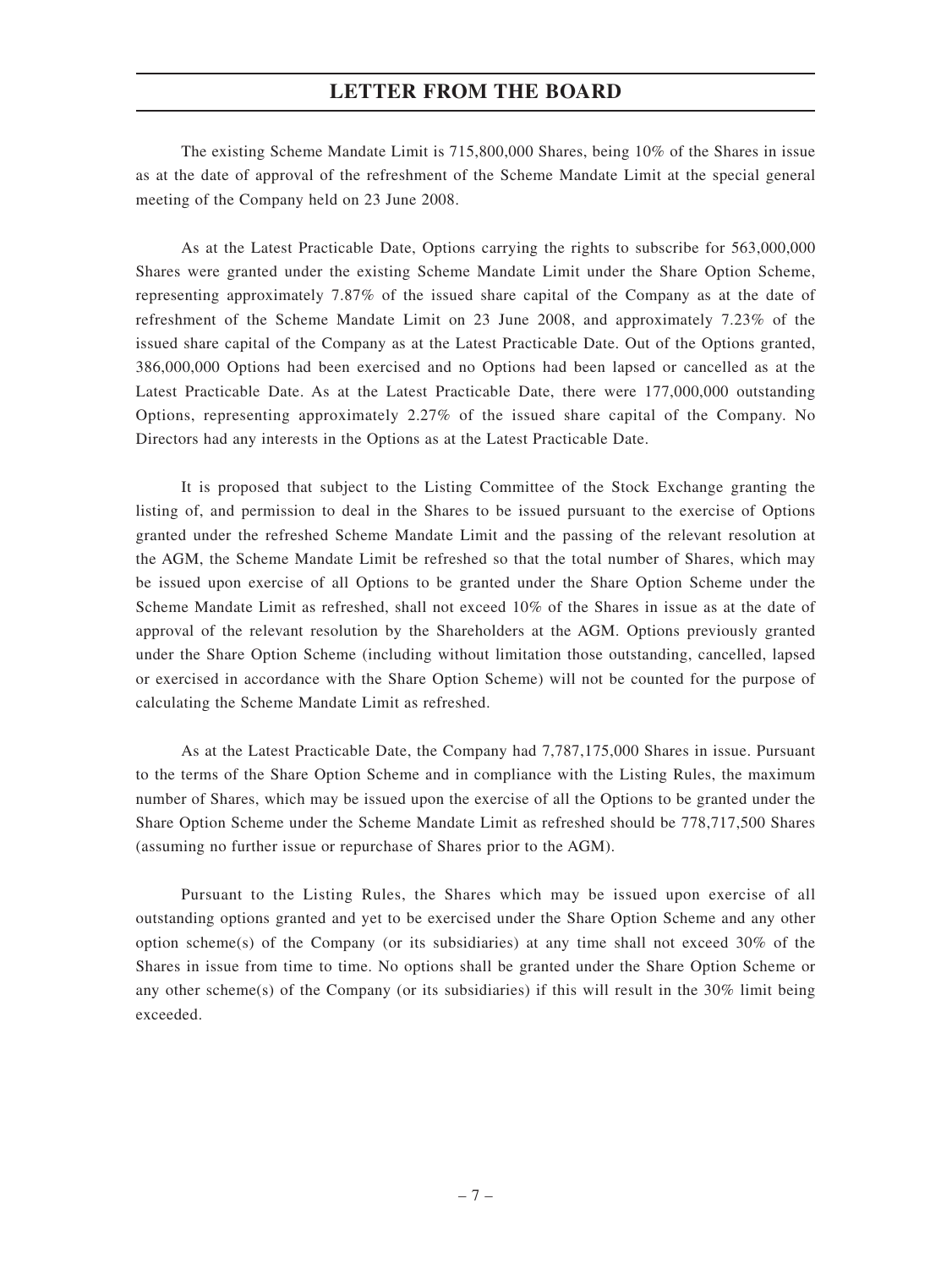## LETTER FROM THE BOARD

The existing Scheme Mandate Limit is 715,800,000 Shares, being 10% of the Shares in issue as at the date of approval of the refreshment of the Scheme Mandate Limit at the special general meeting of the Company held on 23 June 2008.

As at the Latest Practicable Date, Options carrying the rights to subscribe for 563,000,000 Shares were granted under the existing Scheme Mandate Limit under the Share Option Scheme, representing approximately 7.87% of the issued share capital of the Company as at the date of refreshment of the Scheme Mandate Limit on 23 June 2008, and approximately 7.23% of the issued share capital of the Company as at the Latest Practicable Date. Out of the Options granted, 386,000,000 Options had been exercised and no Options had been lapsed or cancelled as at the Latest Practicable Date. As at the Latest Practicable Date, there were 177,000,000 outstanding Options, representing approximately 2.27% of the issued share capital of the Company. No Directors had any interests in the Options as at the Latest Practicable Date.

It is proposed that subject to the Listing Committee of the Stock Exchange granting the listing of, and permission to deal in the Shares to be issued pursuant to the exercise of Options granted under the refreshed Scheme Mandate Limit and the passing of the relevant resolution at the AGM, the Scheme Mandate Limit be refreshed so that the total number of Shares, which may be issued upon exercise of all Options to be granted under the Share Option Scheme under the Scheme Mandate Limit as refreshed, shall not exceed 10% of the Shares in issue as at the date of approval of the relevant resolution by the Shareholders at the AGM. Options previously granted under the Share Option Scheme (including without limitation those outstanding, cancelled, lapsed or exercised in accordance with the Share Option Scheme) will not be counted for the purpose of calculating the Scheme Mandate Limit as refreshed.

As at the Latest Practicable Date, the Company had 7,787,175,000 Shares in issue. Pursuant to the terms of the Share Option Scheme and in compliance with the Listing Rules, the maximum number of Shares, which may be issued upon the exercise of all the Options to be granted under the Share Option Scheme under the Scheme Mandate Limit as refreshed should be 778,717,500 Shares (assuming no further issue or repurchase of Shares prior to the AGM).

Pursuant to the Listing Rules, the Shares which may be issued upon exercise of all outstanding options granted and yet to be exercised under the Share Option Scheme and any other option scheme(s) of the Company (or its subsidiaries) at any time shall not exceed 30% of the Shares in issue from time to time. No options shall be granted under the Share Option Scheme or any other scheme(s) of the Company (or its subsidiaries) if this will result in the 30% limit being exceeded.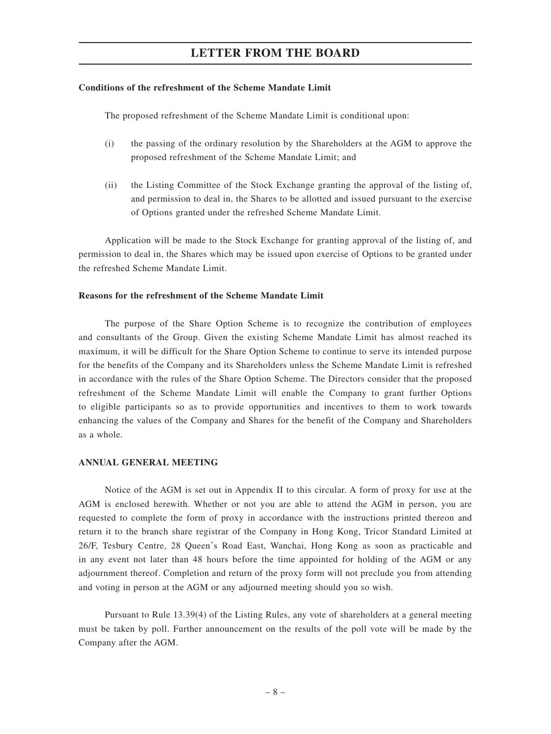**Conditions of the refreshment of the Scheme Mandate Limit**

The proposed refreshment of the Scheme Mandate Limit is conditional upon:

(i) the passing of the ordinary resolution by the Shareholders at the AGM to approve the proposed refreshment of the Scheme Mandate Limit; and

(ii) the Listing Committee of the Stock Exchange granting the approval of the listing of, and permission to deal in, the Shares to be allotted and issued pursuant to the exercise of Options granted under the refreshed Scheme Mandate Limit.

Application will be made to the Stock Exchange for granting approval of the listing of, and permission to deal in, the Shares which may be issued upon exercise of Options to be granted under the refreshed Scheme Mandate Limit.

**Reasons for the refreshment of the Scheme Mandate Limit**

The purpose of the Share Option Scheme is to recognize the contribution of employees and consultants of the Group. Given the existing Scheme Mandate Limit has almost reached its maximum, it will be difficult for the Share Option Scheme to continue to serve its intended purpose for the benefits of the Company and its Shareholders unless the Scheme Mandate Limit is refreshed in accordance with the rules of the Share Option Scheme. The Directors consider that the proposed refreshment of the Scheme Mandate Limit will enable the Company to grant further Options to eligible participants so as to provide opportunities and incentives to them to work towards enhancing the values of the Company and Shares for the benefit of the Company and Shareholders as a whole.

**ANNUAL GENERAL MEETING**

Notice of the AGM is set out in Appendix II to this circular. A form of proxy for use at the AGM is enclosed herewith. Whether or not you are able to attend the AGM in person, you are requested to complete the form of proxy in accordance with the instructions printed thereon and return it to the branch share registrar of the Company in Hong Kong, Tricor Standard Limited at 26/F, Tesbury Centre, 28 Queen's Road East, Wanchai, Hong Kong as soon as practicable and in any event not later than 48 hours before the time appointed for holding of the AGM or any adjournment thereof. Completion and return of the proxy form will not preclude you from attending and voting in person at the AGM or any adjourned meeting should you so wish.

Pursuant to Rule 13.39(4) of the Listing Rules, any vote of shareholders at a general meeting must be taken by poll. Further announcement on the results of the poll vote will be made by the Company after the AGM.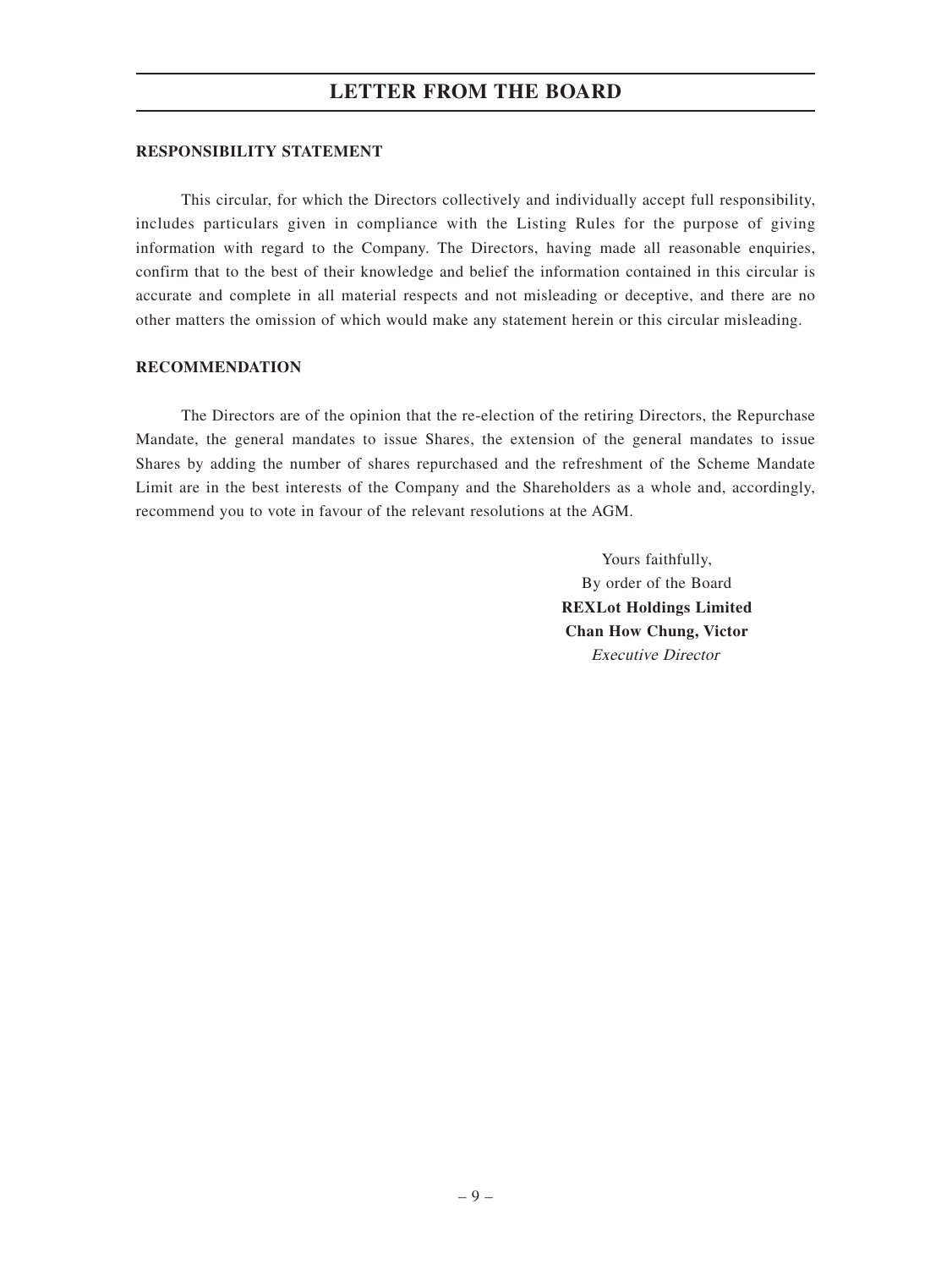# LETTER FROM THE BOARD

## RESPONSIBILITY STATEMENT

This circular, for which the Directors collectively and individually accept full responsibility, includes particulars given in compliance with the Listing Rules for the purpose of giving information with regard to the Company. The Directors, having made all reasonable enquiries, confirm that to the best of their knowledge and belief the information contained in this circular is accurate and complete in all material respects and not misleading or deceptive, and there are no other matters the omission of which would make any statement herein or this circular misleading.

## RECOMMENDATION

The Directors are of the opinion that the re-election of the retiring Directors, the Repurchase Mandate, the general mandates to issue Shares, the extension of the general mandates to issue Shares by adding the number of shares repurchased and the refreshment of the Scheme Mandate Limit are in the best interests of the Company and the Shareholders as a whole and, accordingly, recommend you to vote in favour of the relevant resolutions at the AGM.

Yours faithfully,
By order of the Board
**REXLot Holdings Limited**
**Chan How Chung, Victor**
*Executive Director*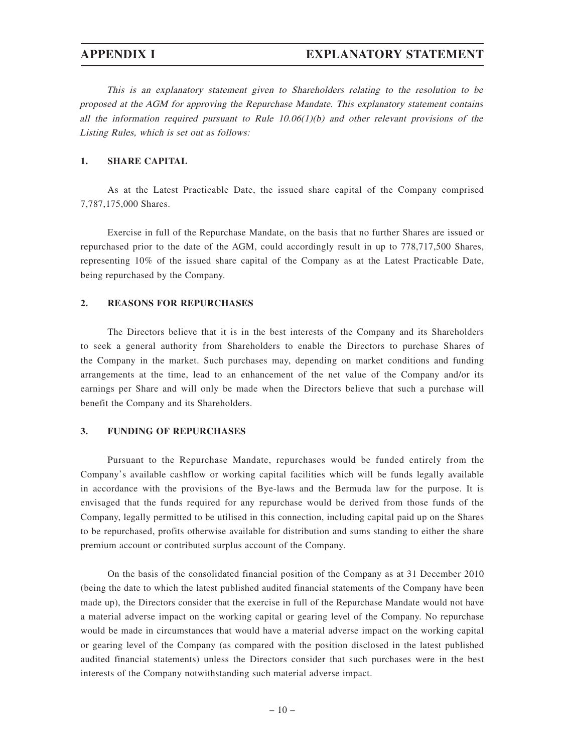# APPENDIX I EXPLANATORY STATEMENT

*This is an explanatory statement given to Shareholders relating to the resolution to be proposed at the AGM for approving the Repurchase Mandate. This explanatory statement contains all the information required pursuant to Rule 10.06(1)(b) and other relevant provisions of the Listing Rules, which is set out as follows:*

## 1. SHARE CAPITAL

As at the Latest Practicable Date, the issued share capital of the Company comprised 7,787,175,000 Shares.

Exercise in full of the Repurchase Mandate, on the basis that no further Shares are issued or repurchased prior to the date of the AGM, could accordingly result in up to 778,717,500 Shares, representing 10% of the issued share capital of the Company as at the Latest Practicable Date, being repurchased by the Company.

## 2. REASONS FOR REPURCHASES

The Directors believe that it is in the best interests of the Company and its Shareholders to seek a general authority from Shareholders to enable the Directors to purchase Shares of the Company in the market. Such purchases may, depending on market conditions and funding arrangements at the time, lead to an enhancement of the net value of the Company and/or its earnings per Share and will only be made when the Directors believe that such a purchase will benefit the Company and its Shareholders.

## 3. FUNDING OF REPURCHASES

Pursuant to the Repurchase Mandate, repurchases would be funded entirely from the Company's available cashflow or working capital facilities which will be funds legally available in accordance with the provisions of the Bye-laws and the Bermuda law for the purpose. It is envisaged that the funds required for any repurchase would be derived from those funds of the Company, legally permitted to be utilised in this connection, including capital paid up on the Shares to be repurchased, profits otherwise available for distribution and sums standing to either the share premium account or contributed surplus account of the Company.

On the basis of the consolidated financial position of the Company as at 31 December 2010 (being the date to which the latest published audited financial statements of the Company have been made up), the Directors consider that the exercise in full of the Repurchase Mandate would not have a material adverse impact on the working capital or gearing level of the Company. No repurchase would be made in circumstances that would have a material adverse impact on the working capital or gearing level of the Company (as compared with the position disclosed in the latest published audited financial statements) unless the Directors consider that such purchases were in the best interests of the Company notwithstanding such material adverse impact.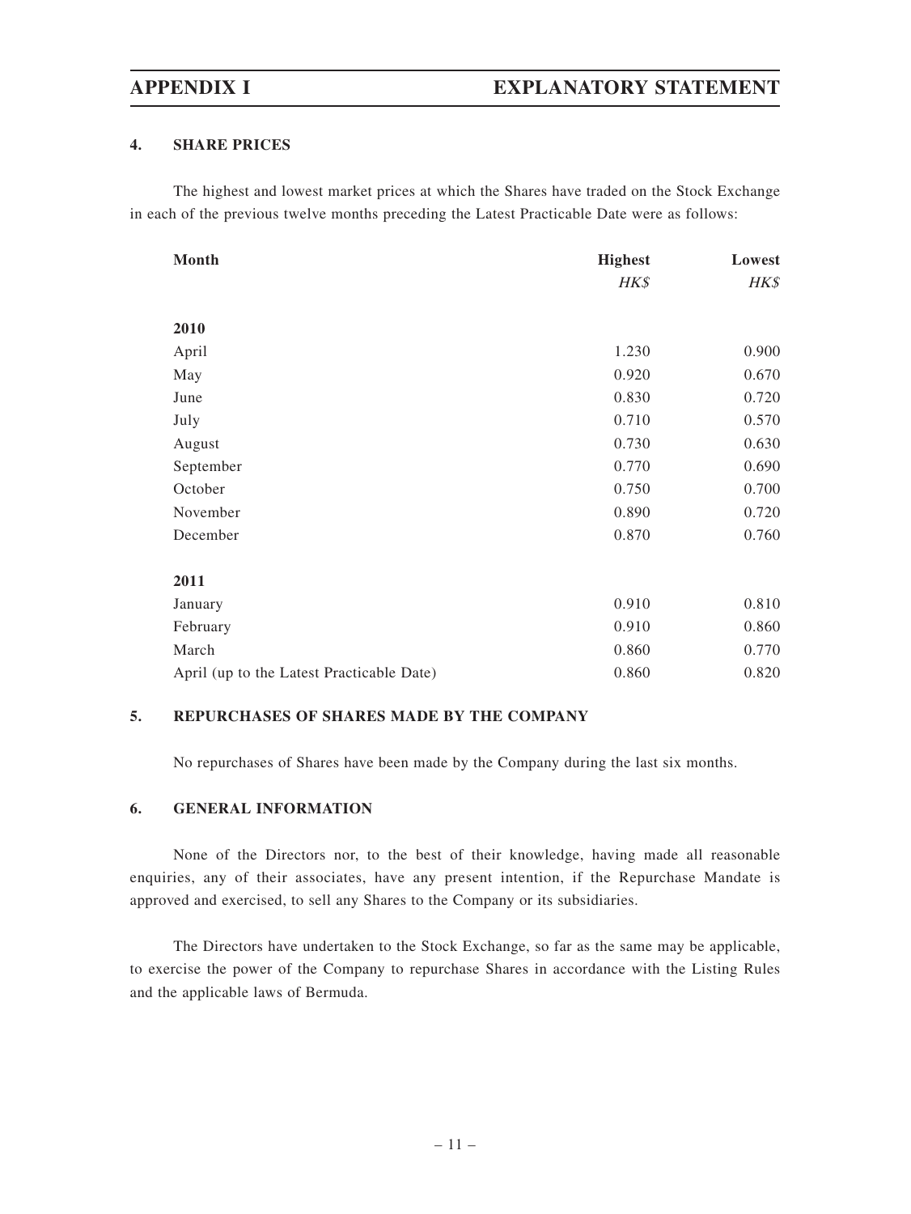### 4. SHARE PRICES

The highest and lowest market prices at which the Shares have traded on the Stock Exchange in each of the previous twelve months preceding the Latest Practicable Date were as follows:

| Month | Highest | Lowest |
|---|---|---|
| | *HK$* | *HK$* |
| **2010** | | |
| April | 1.230 | 0.900 |
| May | 0.920 | 0.670 |
| June | 0.830 | 0.720 |
| July | 0.710 | 0.570 |
| August | 0.730 | 0.630 |
| September | 0.770 | 0.690 |
| October | 0.750 | 0.700 |
| November | 0.890 | 0.720 |
| December | 0.870 | 0.760 |
| **2011** | | |
| January | 0.910 | 0.810 |
| February | 0.910 | 0.860 |
| March | 0.860 | 0.770 |
| April (up to the Latest Practicable Date) | 0.860 | 0.820 |

### 5. REPURCHASES OF SHARES MADE BY THE COMPANY

No repurchases of Shares have been made by the Company during the last six months.

### 6. GENERAL INFORMATION

None of the Directors nor, to the best of their knowledge, having made all reasonable enquiries, any of their associates, have any present intention, if the Repurchase Mandate is approved and exercised, to sell any Shares to the Company or its subsidiaries.

The Directors have undertaken to the Stock Exchange, so far as the same may be applicable, to exercise the power of the Company to repurchase Shares in accordance with the Listing Rules and the applicable laws of Bermuda.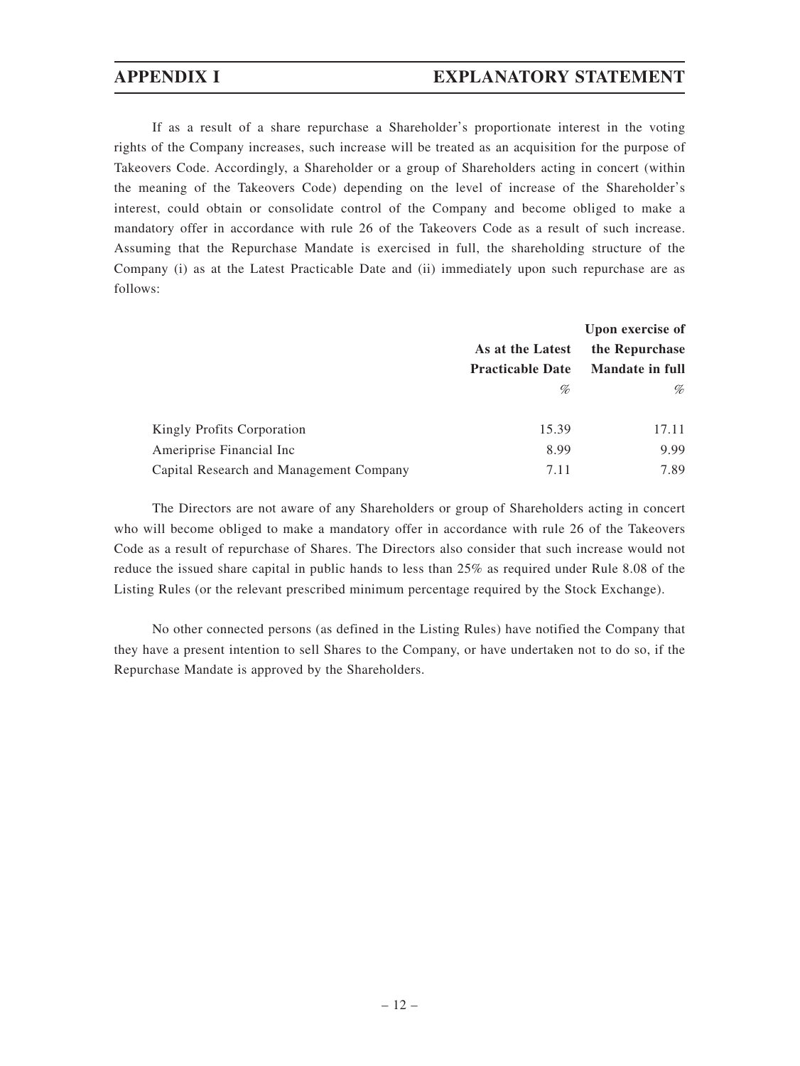If as a result of a share repurchase a Shareholder's proportionate interest in the voting rights of the Company increases, such increase will be treated as an acquisition for the purpose of Takeovers Code. Accordingly, a Shareholder or a group of Shareholders acting in concert (within the meaning of the Takeovers Code) depending on the level of increase of the Shareholder's interest, could obtain or consolidate control of the Company and become obliged to make a mandatory offer in accordance with rule 26 of the Takeovers Code as a result of such increase. Assuming that the Repurchase Mandate is exercised in full, the shareholding structure of the Company (i) as at the Latest Practicable Date and (ii) immediately upon such repurchase are as follows:

| | As at the Latest Practicable Date | Upon exercise of the Repurchase Mandate in full |
|---|---|---|
| | % | % |
| Kingly Profits Corporation | 15.39 | 17.11 |
| Ameriprise Financial Inc | 8.99 | 9.99 |
| Capital Research and Management Company | 7.11 | 7.89 |

The Directors are not aware of any Shareholders or group of Shareholders acting in concert who will become obliged to make a mandatory offer in accordance with rule 26 of the Takeovers Code as a result of repurchase of Shares. The Directors also consider that such increase would not reduce the issued share capital in public hands to less than 25% as required under Rule 8.08 of the Listing Rules (or the relevant prescribed minimum percentage required by the Stock Exchange).

No other connected persons (as defined in the Listing Rules) have notified the Company that they have a present intention to sell Shares to the Company, or have undertaken not to do so, if the Repurchase Mandate is approved by the Shareholders.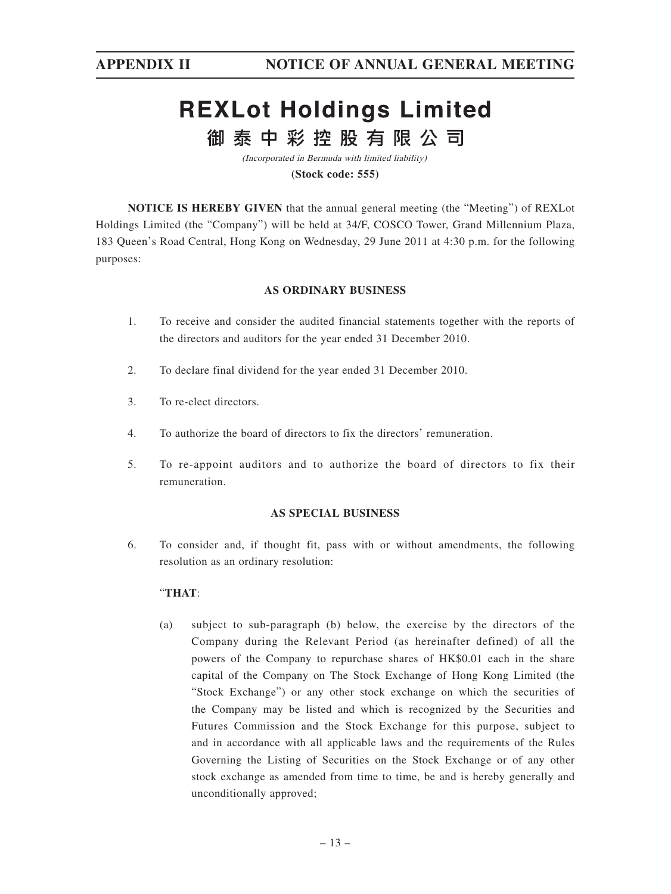# REXLot Holdings Limited

## 御泰中彩控股有限公司

*(Incorporated in Bermuda with limited liability)*

**(Stock code: 555)**

**NOTICE IS HEREBY GIVEN** that the annual general meeting (the "Meeting") of REXLot Holdings Limited (the "Company") will be held at 34/F, COSCO Tower, Grand Millennium Plaza, 183 Queen's Road Central, Hong Kong on Wednesday, 29 June 2011 at 4:30 p.m. for the following purposes:

**AS ORDINARY BUSINESS**

1. To receive and consider the audited financial statements together with the reports of the directors and auditors for the year ended 31 December 2010.

2. To declare final dividend for the year ended 31 December 2010.

3. To re-elect directors.

4. To authorize the board of directors to fix the directors' remuneration.

5. To re-appoint auditors and to authorize the board of directors to fix their remuneration.

**AS SPECIAL BUSINESS**

6. To consider and, if thought fit, pass with or without amendments, the following resolution as an ordinary resolution:

   "**THAT**:

   (a) subject to sub-paragraph (b) below, the exercise by the directors of the Company during the Relevant Period (as hereinafter defined) of all the powers of the Company to repurchase shares of HK$0.01 each in the share capital of the Company on The Stock Exchange of Hong Kong Limited (the "Stock Exchange") or any other stock exchange on which the securities of the Company may be listed and which is recognized by the Securities and Futures Commission and the Stock Exchange for this purpose, subject to and in accordance with all applicable laws and the requirements of the Rules Governing the Listing of Securities on the Stock Exchange or of any other stock exchange as amended from time to time, be and is hereby generally and unconditionally approved;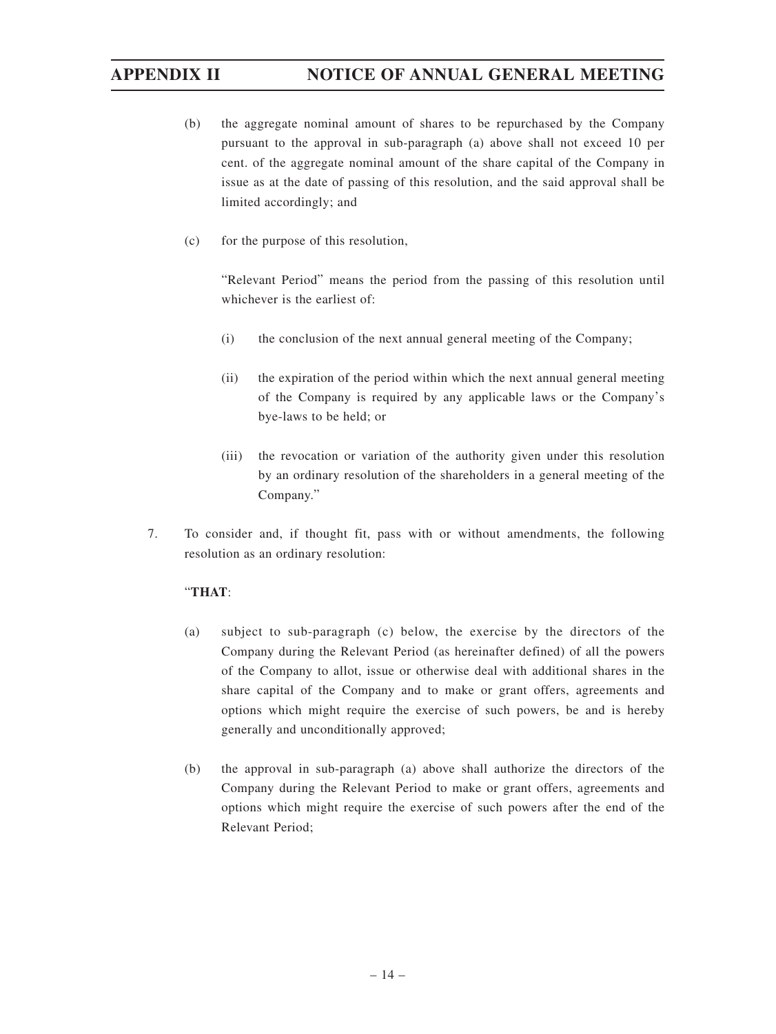(b) the aggregate nominal amount of shares to be repurchased by the Company pursuant to the approval in sub-paragraph (a) above shall not exceed 10 per cent. of the aggregate nominal amount of the share capital of the Company in issue as at the date of passing of this resolution, and the said approval shall be limited accordingly; and

(c) for the purpose of this resolution,

"Relevant Period" means the period from the passing of this resolution until whichever is the earliest of:

(i) the conclusion of the next annual general meeting of the Company;

(ii) the expiration of the period within which the next annual general meeting of the Company is required by any applicable laws or the Company's bye-laws to be held; or

(iii) the revocation or variation of the authority given under this resolution by an ordinary resolution of the shareholders in a general meeting of the Company."

7. To consider and, if thought fit, pass with or without amendments, the following resolution as an ordinary resolution:

"**THAT**:

(a) subject to sub-paragraph (c) below, the exercise by the directors of the Company during the Relevant Period (as hereinafter defined) of all the powers of the Company to allot, issue or otherwise deal with additional shares in the share capital of the Company and to make or grant offers, agreements and options which might require the exercise of such powers, be and is hereby generally and unconditionally approved;

(b) the approval in sub-paragraph (a) above shall authorize the directors of the Company during the Relevant Period to make or grant offers, agreements and options which might require the exercise of such powers after the end of the Relevant Period;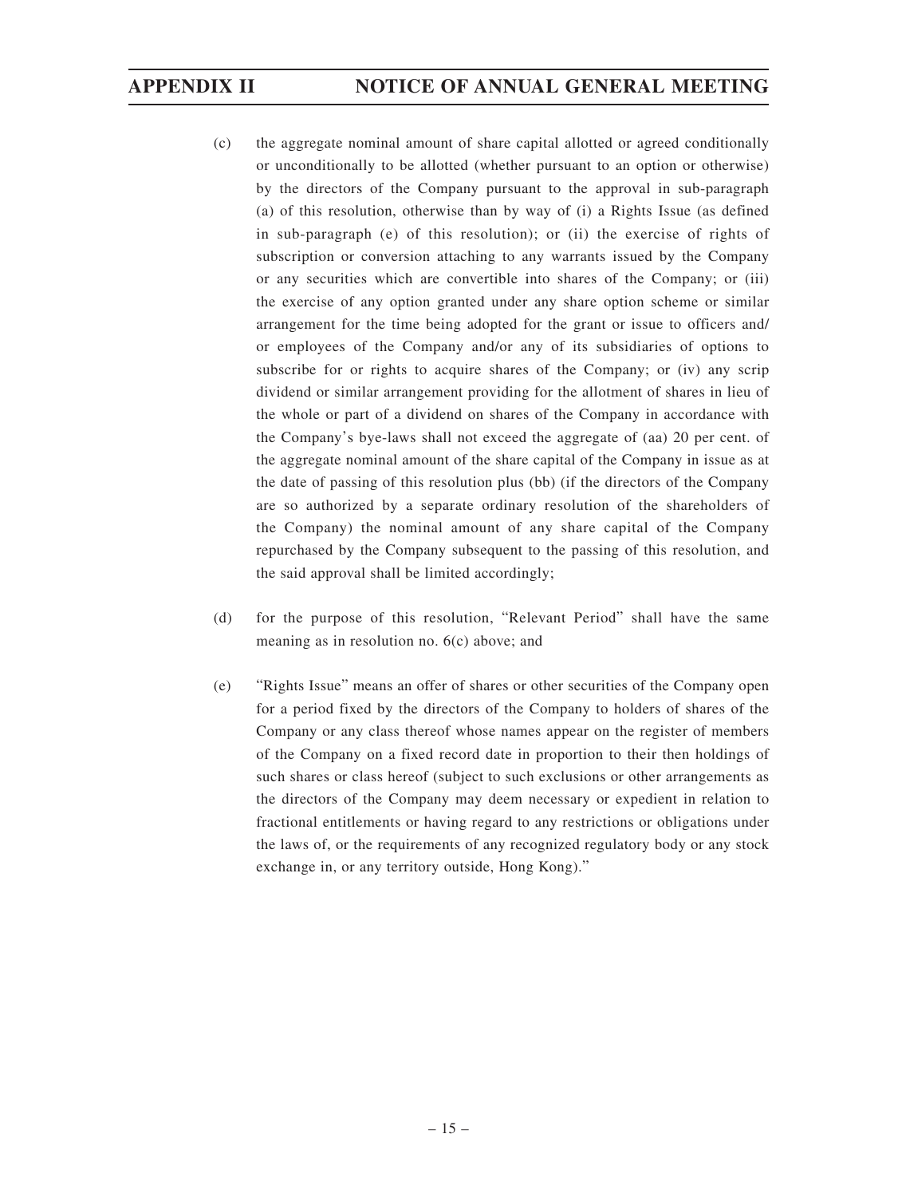(c) the aggregate nominal amount of share capital allotted or agreed conditionally or unconditionally to be allotted (whether pursuant to an option or otherwise) by the directors of the Company pursuant to the approval in sub-paragraph (a) of this resolution, otherwise than by way of (i) a Rights Issue (as defined in sub-paragraph (e) of this resolution); or (ii) the exercise of rights of subscription or conversion attaching to any warrants issued by the Company or any securities which are convertible into shares of the Company; or (iii) the exercise of any option granted under any share option scheme or similar arrangement for the time being adopted for the grant or issue to officers and/or employees of the Company and/or any of its subsidiaries of options to subscribe for or rights to acquire shares of the Company; or (iv) any scrip dividend or similar arrangement providing for the allotment of shares in lieu of the whole or part of a dividend on shares of the Company in accordance with the Company's bye-laws shall not exceed the aggregate of (aa) 20 per cent. of the aggregate nominal amount of the share capital of the Company in issue as at the date of passing of this resolution plus (bb) (if the directors of the Company are so authorized by a separate ordinary resolution of the shareholders of the Company) the nominal amount of any share capital of the Company repurchased by the Company subsequent to the passing of this resolution, and the said approval shall be limited accordingly;

(d) for the purpose of this resolution, "Relevant Period" shall have the same meaning as in resolution no. 6(c) above; and

(e) "Rights Issue" means an offer of shares or other securities of the Company open for a period fixed by the directors of the Company to holders of shares of the Company or any class thereof whose names appear on the register of members of the Company on a fixed record date in proportion to their then holdings of such shares or class hereof (subject to such exclusions or other arrangements as the directors of the Company may deem necessary or expedient in relation to fractional entitlements or having regard to any restrictions or obligations under the laws of, or the requirements of any recognized regulatory body or any stock exchange in, or any territory outside, Hong Kong)."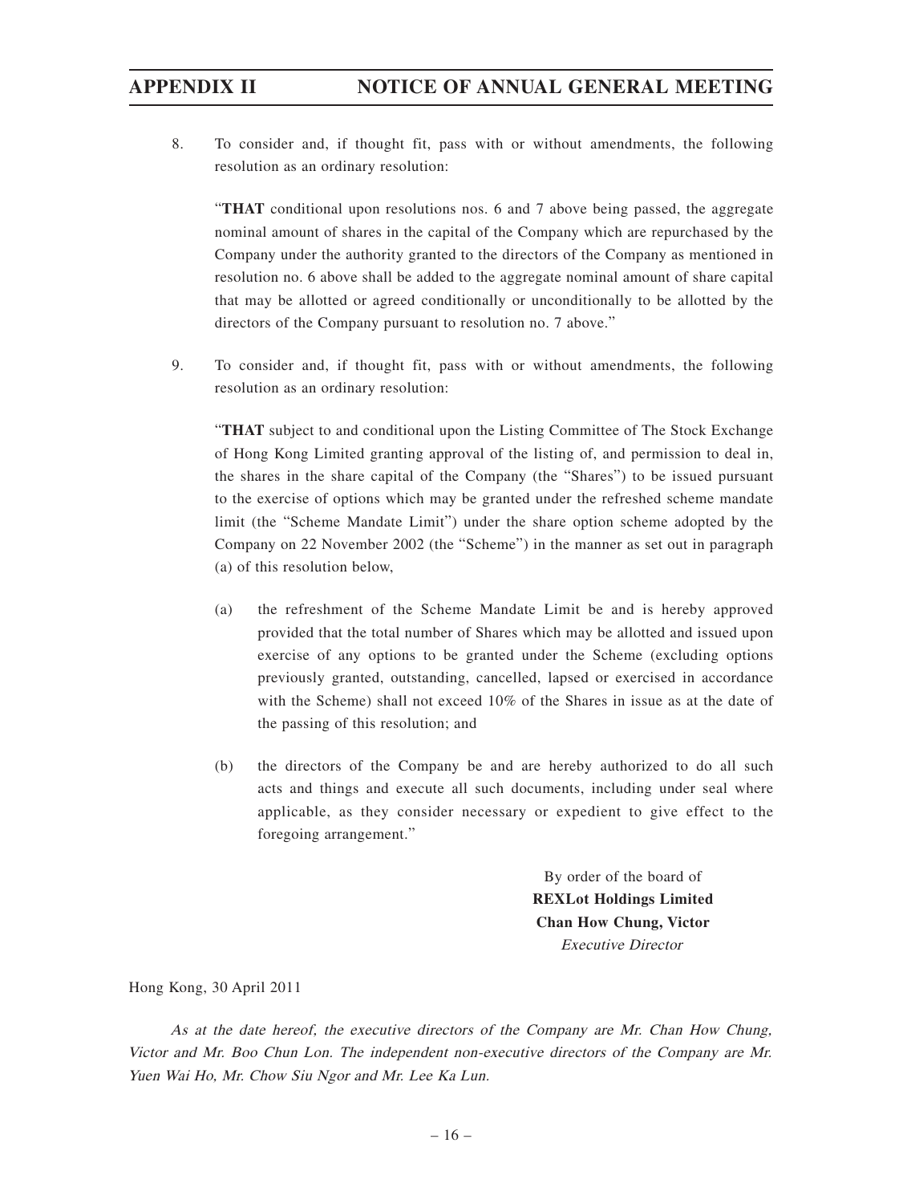8. To consider and, if thought fit, pass with or without amendments, the following resolution as an ordinary resolution:

   "**THAT** conditional upon resolutions nos. 6 and 7 above being passed, the aggregate nominal amount of shares in the capital of the Company which are repurchased by the Company under the authority granted to the directors of the Company as mentioned in resolution no. 6 above shall be added to the aggregate nominal amount of share capital that may be allotted or agreed conditionally or unconditionally to be allotted by the directors of the Company pursuant to resolution no. 7 above."

9. To consider and, if thought fit, pass with or without amendments, the following resolution as an ordinary resolution:

   "**THAT** subject to and conditional upon the Listing Committee of The Stock Exchange of Hong Kong Limited granting approval of the listing of, and permission to deal in, the shares in the share capital of the Company (the "Shares") to be issued pursuant to the exercise of options which may be granted under the refreshed scheme mandate limit (the "Scheme Mandate Limit") under the share option scheme adopted by the Company on 22 November 2002 (the "Scheme") in the manner as set out in paragraph (a) of this resolution below,

   (a) the refreshment of the Scheme Mandate Limit be and is hereby approved provided that the total number of Shares which may be allotted and issued upon exercise of any options to be granted under the Scheme (excluding options previously granted, outstanding, cancelled, lapsed or exercised in accordance with the Scheme) shall not exceed 10% of the Shares in issue as at the date of the passing of this resolution; and

   (b) the directors of the Company be and are hereby authorized to do all such acts and things and execute all such documents, including under seal where applicable, as they consider necessary or expedient to give effect to the foregoing arrangement."

By order of the board of
**REXLot Holdings Limited**
**Chan How Chung, Victor**
*Executive Director*

Hong Kong, 30 April 2011

*As at the date hereof, the executive directors of the Company are Mr. Chan How Chung, Victor and Mr. Boo Chun Lon. The independent non-executive directors of the Company are Mr. Yuen Wai Ho, Mr. Chow Siu Ngor and Mr. Lee Ka Lun.*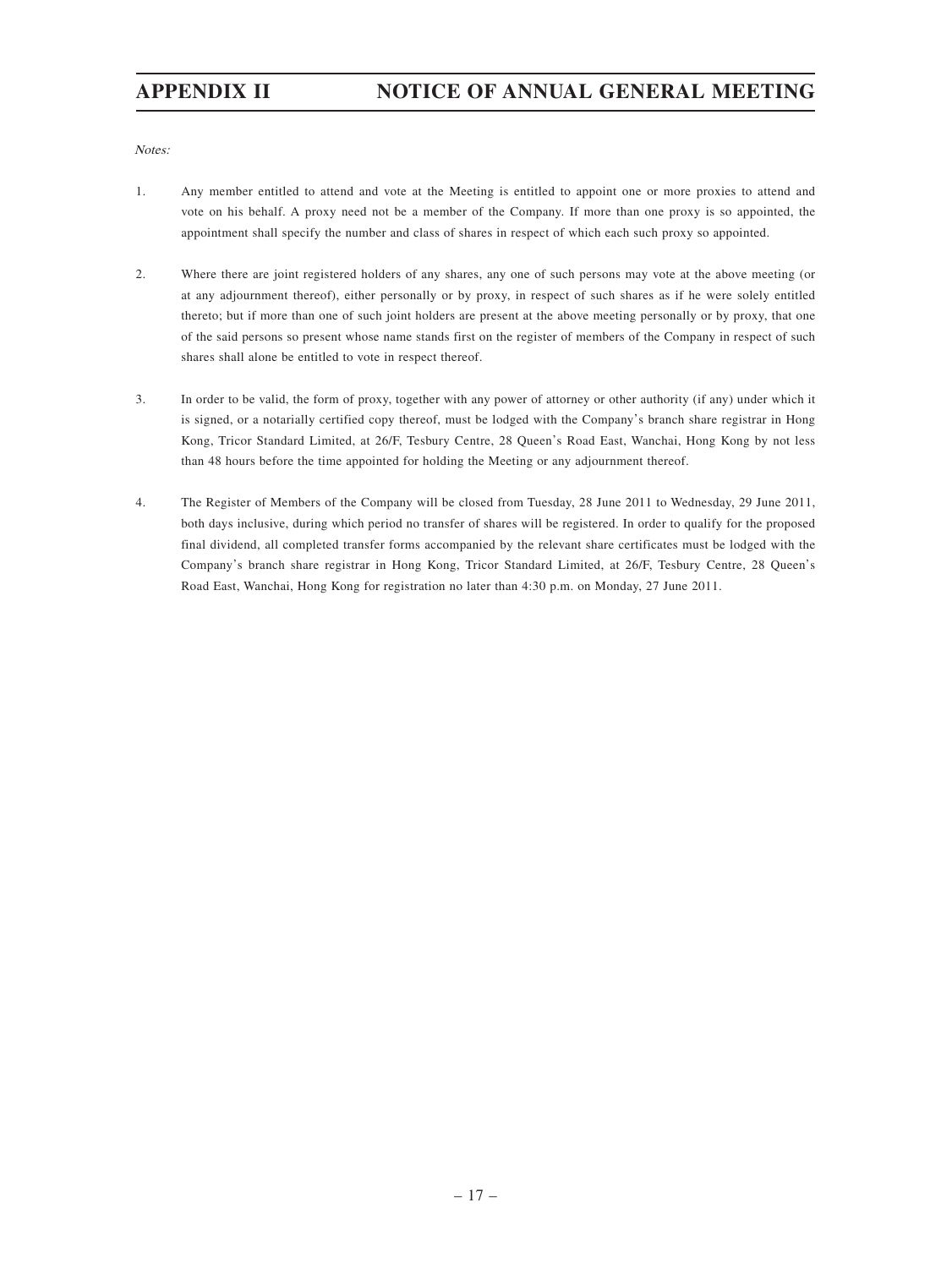*Notes:*

1. Any member entitled to attend and vote at the Meeting is entitled to appoint one or more proxies to attend and vote on his behalf. A proxy need not be a member of the Company. If more than one proxy is so appointed, the appointment shall specify the number and class of shares in respect of which each such proxy so appointed.

2. Where there are joint registered holders of any shares, any one of such persons may vote at the above meeting (or at any adjournment thereof), either personally or by proxy, in respect of such shares as if he were solely entitled thereto; but if more than one of such joint holders are present at the above meeting personally or by proxy, that one of the said persons so present whose name stands first on the register of members of the Company in respect of such shares shall alone be entitled to vote in respect thereof.

3. In order to be valid, the form of proxy, together with any power of attorney or other authority (if any) under which it is signed, or a notarially certified copy thereof, must be lodged with the Company's branch share registrar in Hong Kong, Tricor Standard Limited, at 26/F, Tesbury Centre, 28 Queen's Road East, Wanchai, Hong Kong by not less than 48 hours before the time appointed for holding the Meeting or any adjournment thereof.

4. The Register of Members of the Company will be closed from Tuesday, 28 June 2011 to Wednesday, 29 June 2011, both days inclusive, during which period no transfer of shares will be registered. In order to qualify for the proposed final dividend, all completed transfer forms accompanied by the relevant share certificates must be lodged with the Company's branch share registrar in Hong Kong, Tricor Standard Limited, at 26/F, Tesbury Centre, 28 Queen's Road East, Wanchai, Hong Kong for registration no later than 4:30 p.m. on Monday, 27 June 2011.